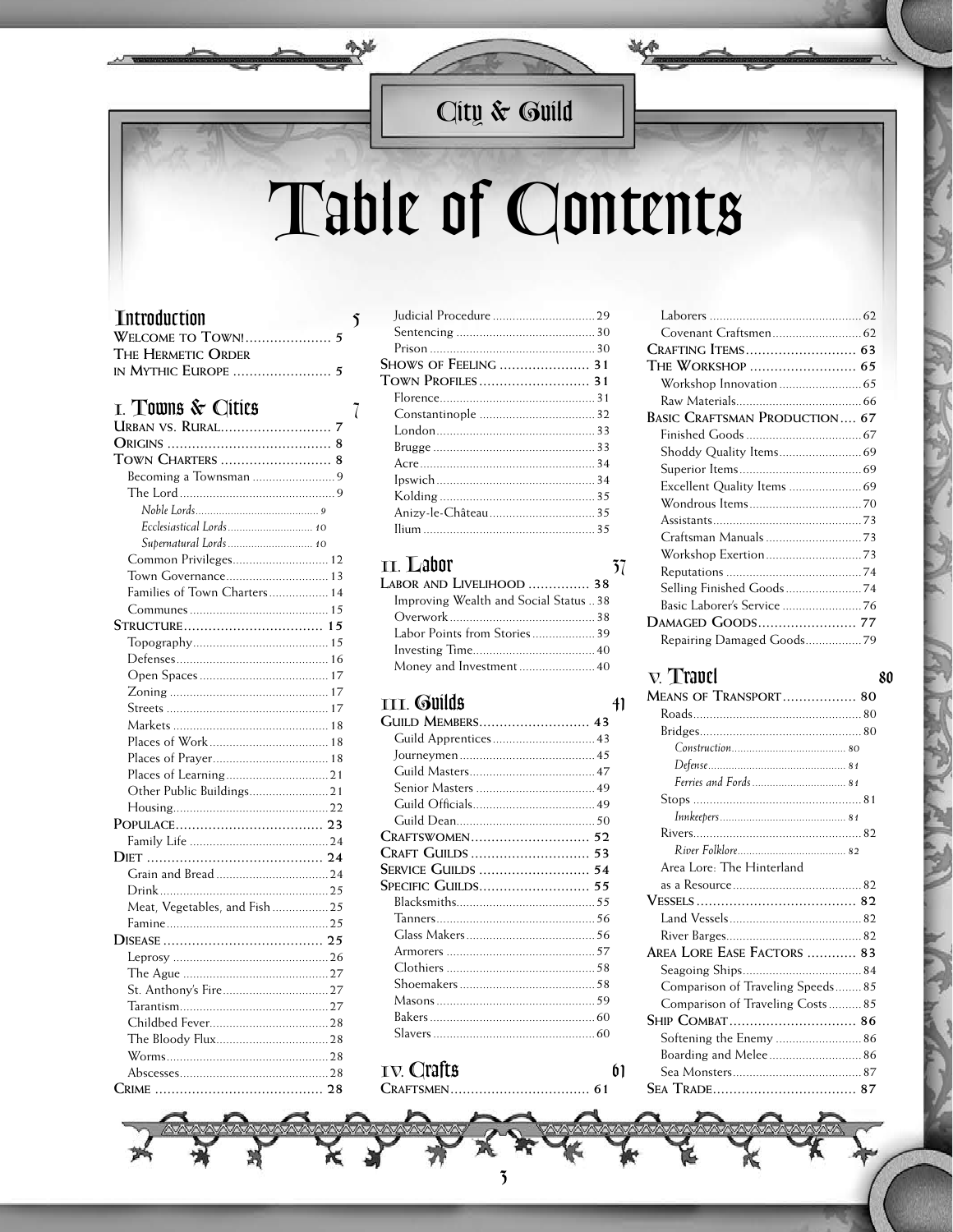# Table of Contents

## Introduction — 5

- WELCOME TO TOWN! ..... 5
- THE HERMETIC ORDER IN MYTHIC EUROPE ..... 5

## I. Towns & Cities — 7

- URBAN VS. RURAL ..... 7
- ORIGINS ..... 8
- TOWN CHARTERS ..... 8
  - Becoming a Townsman ..... 9
  - The Lord ..... 9
    - *Noble Lords* ..... 9
    - *Ecclesiastical Lords* ..... 10
    - *Supernatural Lords* ..... 10
  - Common Privileges ..... 12
  - Town Governance ..... 13
  - Families of Town Charters ..... 14
  - Communes ..... 15
- STRUCTURE ..... 15
  - Topography ..... 15
  - Defenses ..... 16
  - Open Spaces ..... 17
  - Zoning ..... 17
  - Streets ..... 17
  - Markets ..... 18
  - Places of Work ..... 18
  - Places of Prayer ..... 18
  - Places of Learning ..... 21
  - Other Public Buildings ..... 21
  - Housing ..... 22
- POPULACE ..... 23
  - Family Life ..... 24
- DIET ..... 24
  - Grain and Bread ..... 24
  - Drink ..... 25
  - Meat, Vegetables, and Fish ..... 25
  - Famine ..... 25
- DISEASE ..... 25
  - Leprosy ..... 26
  - The Ague ..... 27
  - St. Anthony's Fire ..... 27
  - Tarantism ..... 27
  - Childbed Fever ..... 28
  - The Bloody Flux ..... 28
  - Worms ..... 28
  - Abscesses ..... 28
- CRIME ..... 28
  - Judicial Procedure ..... 29
  - Sentencing ..... 30
  - Prison ..... 30
- SHOWS OF FEELING ..... 31
- TOWN PROFILES ..... 31
  - Florence ..... 31
  - Constantinople ..... 32
  - London ..... 33
  - Brugge ..... 33
  - Acre ..... 34
  - Ipswich ..... 34
  - Kolding ..... 35
  - Anizy-le-Château ..... 35
  - Ilium ..... 35

## II. Labor — 37

- LABOR AND LIVELIHOOD ..... 38
  - Improving Wealth and Social Status ..... 38
  - Overwork ..... 38
  - Labor Points from Stories ..... 39
  - Investing Time ..... 40
  - Money and Investment ..... 40

## III. Guilds — 41

- GUILD MEMBERS ..... 43
  - Guild Apprentices ..... 43
  - Journeymen ..... 45
  - Guild Masters ..... 47
  - Senior Masters ..... 49
  - Guild Officials ..... 49
  - Guild Dean ..... 50
- CRAFTSWOMEN ..... 52
- CRAFT GUILDS ..... 53
- SERVICE GUILDS ..... 54
- SPECIFIC GUILDS ..... 55
  - Blacksmiths ..... 55
  - Tanners ..... 56
  - Glass Makers ..... 56
  - Armorers ..... 57
  - Clothiers ..... 58
  - Shoemakers ..... 58
  - Masons ..... 59
  - Bakers ..... 60
  - Slavers ..... 60

## IV. Crafts — 61

- CRAFTSMEN ..... 61
  - Laborers ..... 62
  - Covenant Craftsmen ..... 62
- CRAFTING ITEMS ..... 63
- THE WORKSHOP ..... 65
  - Workshop Innovation ..... 65
  - Raw Materials ..... 66
- BASIC CRAFTSMAN PRODUCTION ..... 67
  - Finished Goods ..... 67
  - Shoddy Quality Items ..... 69
  - Superior Items ..... 69
  - Excellent Quality Items ..... 69
  - Wondrous Items ..... 70
  - Assistants ..... 73
  - Craftsman Manuals ..... 73
  - Workshop Exertion ..... 73
  - Reputations ..... 74
  - Selling Finished Goods ..... 74
  - Basic Laborer's Service ..... 76
- DAMAGED GOODS ..... 77
  - Repairing Damaged Goods ..... 79

## V. Travel — 80

- MEANS OF TRANSPORT ..... 80
  - Roads ..... 80
  - Bridges ..... 80
    - *Construction* ..... 80
    - *Defense* ..... 81
    - *Ferries and Fords* ..... 81
  - Stops ..... 81
    - *Innkeepers* ..... 81
  - Rivers ..... 82
    - *River Folklore* ..... 82
  - Area Lore: The Hinterland as a Resource ..... 82
- VESSELS ..... 82
  - Land Vessels ..... 82
  - River Barges ..... 82
- AREA LORE EASE FACTORS ..... 83
  - Seagoing Ships ..... 84
  - Comparison of Traveling Speeds ..... 85
  - Comparison of Traveling Costs ..... 85
- SHIP COMBAT ..... 86
  - Softening the Enemy ..... 86
  - Boarding and Melee ..... 86
  - Sea Monsters ..... 87
- SEA TRADE ..... 87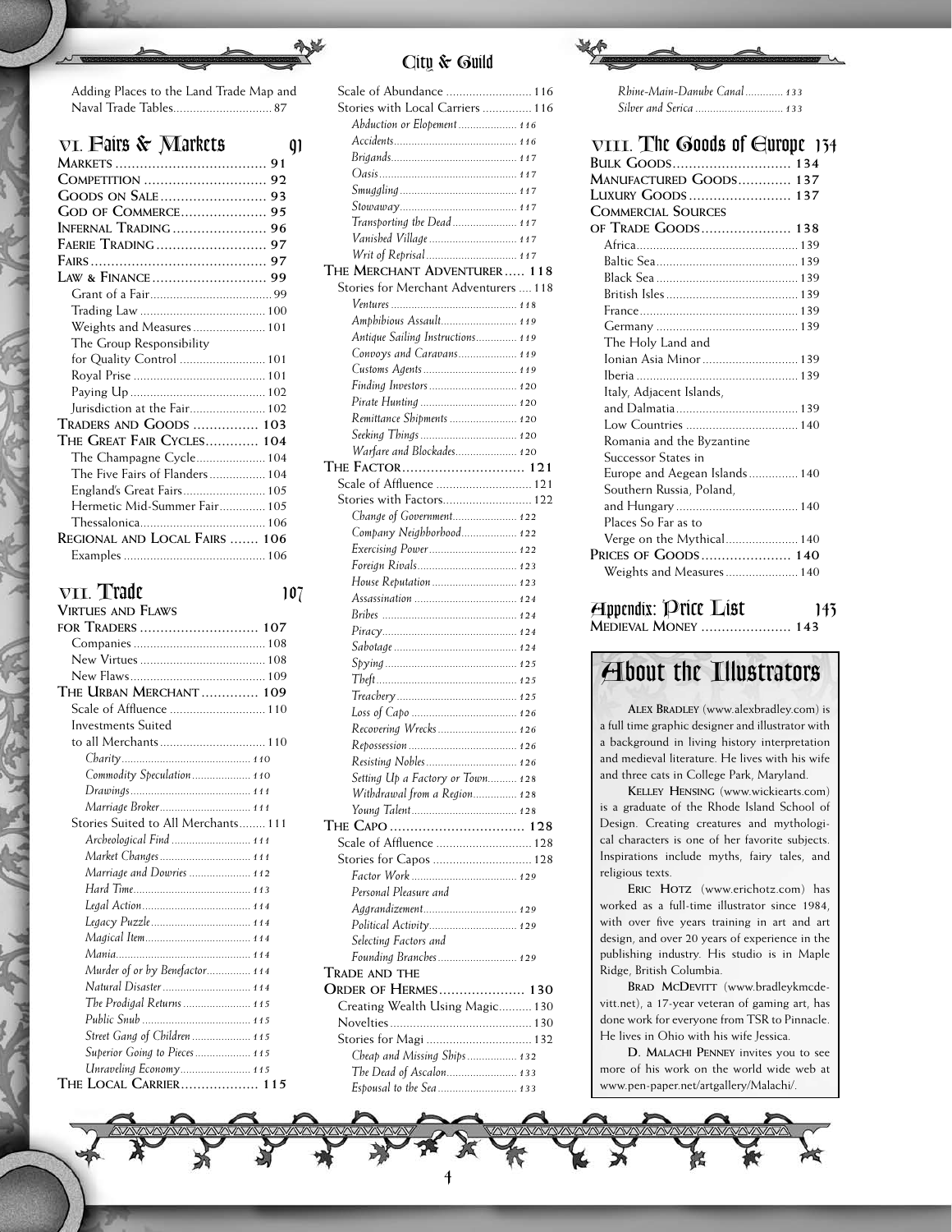Adding Places to the Land Trade Map and Naval Trade Tables .......... 87

## VI. Fairs & Markets 91

**Markets** .......... 91
**Competition** .......... 92
**Goods on Sale** .......... 93
**God of Commerce** .......... 95
**Infernal Trading** .......... 96
**Faerie Trading** .......... 97
**Fairs** .......... 97
**Law & Finance** .......... 99
- Grant of a Fair .......... 99
- Trading Law .......... 100
- Weights and Measures .......... 101
- The Group Responsibility for Quality Control .......... 101
- Royal Prise .......... 101
- Paying Up .......... 102
- Jurisdiction at the Fair .......... 102

**Traders and Goods** .......... 103
**The Great Fair Cycles** .......... 104
- The Champagne Cycle .......... 104
- The Five Fairs of Flanders .......... 104
- England's Great Fairs .......... 105
- Hermetic Mid-Summer Fair .......... 105
- Thessalonica .......... 106

**Regional and Local Fairs** .......... 106
- Examples .......... 106

## VII. Trade 107

**Virtues and Flaws for Traders** .......... 107
- Companies .......... 108
- New Virtues .......... 108
- New Flaws .......... 109

**The Urban Merchant** .......... 109
- Scale of Affluence .......... 110
- Investments Suited to all Merchants .......... 110
  - *Charity* .......... 110
  - *Commodity Speculation* .......... 110
  - *Drawings* .......... 111
  - *Marriage Broker* .......... 111
- Stories Suited to All Merchants .......... 111
  - *Archeological Find* .......... 111
  - *Market Changes* .......... 111
  - *Marriage and Dowries* .......... 112
  - *Hard Time* .......... 113
  - *Legal Action* .......... 114
  - *Legacy Puzzle* .......... 114
  - *Magical Item* .......... 114
  - *Mania* .......... 114
  - *Murder of or by Benefactor* .......... 114
  - *Natural Disaster* .......... 114
  - *The Prodigal Returns* .......... 115
  - *Public Snub* .......... 115
  - *Street Gang of Children* .......... 115
  - *Superior Going to Pieces* .......... 115
  - *Unraveling Economy* .......... 115

**The Local Carrier** .......... 115
- Scale of Abundance .......... 116
- Stories with Local Carriers .......... 116
  - *Abduction or Elopement* .......... 116
  - *Accidents* .......... 116
  - *Brigands* .......... 117
  - *Oasis* .......... 117
  - *Smuggling* .......... 117
  - *Stowaway* .......... 117
  - *Transporting the Dead* .......... 117
  - *Vanished Village* .......... 117
  - *Writ of Reprisal* .......... 117

**The Merchant Adventurer** .......... 118
- Stories for Merchant Adventurers .......... 118
  - *Ventures* .......... 118
  - *Amphibious Assault* .......... 119
  - *Antique Sailing Instructions* .......... 119
  - *Convoys and Caravans* .......... 119
  - *Customs Agents* .......... 119
  - *Finding Investors* .......... 120
  - *Pirate Hunting* .......... 120
  - *Remittance Shipments* .......... 120
  - *Seeking Things* .......... 120
  - *Warfare and Blockades* .......... 120

**The Factor** .......... 121
- Scale of Affluence .......... 121
- Stories with Factors .......... 122
  - *Change of Government* .......... 122
  - *Company Neighborhood* .......... 122
  - *Exercising Power* .......... 122
  - *Foreign Rivals* .......... 123
  - *House Reputation* .......... 123
  - *Assassination* .......... 124
  - *Bribes* .......... 124
  - *Piracy* .......... 124
  - *Sabotage* .......... 124
  - *Spying* .......... 125
  - *Theft* .......... 125
  - *Treachery* .......... 125
  - *Loss of Capo* .......... 126
  - *Recovering Wrecks* .......... 126
  - *Repossession* .......... 126
  - *Resisting Nobles* .......... 126
  - *Setting Up a Factory or Town* .......... 128
  - *Withdrawal from a Region* .......... 128
  - *Young Talent* .......... 128

**The Capo** .......... 128
- Scale of Affluence .......... 128
- Stories for Capos .......... 128
  - *Factor Work* .......... 129
  - *Personal Pleasure and Aggrandizement* .......... 129
  - *Political Activity* .......... 129
  - *Selecting Factors and Founding Branches* .......... 129

**Trade and the Order of Hermes** .......... 130
- Creating Wealth Using Magic .......... 130
- Novelties .......... 130
- Stories for Magi .......... 132
  - *Cheap and Missing Ships* .......... 132
  - *The Dead of Ascalon* .......... 133
  - *Espousal to the Sea* .......... 133
  - *Rhine-Main-Danube Canal* .......... 133
  - *Silver and Serica* .......... 133

## VIII. The Goods of Europe 134

**Bulk Goods** .......... 134
**Manufactured Goods** .......... 137
**Luxury Goods** .......... 137
**Commercial Sources of Trade Goods** .......... 138
- Africa .......... 139
- Baltic Sea .......... 139
- Black Sea .......... 139
- British Isles .......... 139
- France .......... 139
- Germany .......... 139
- The Holy Land and Ionian Asia Minor .......... 139
- Iberia .......... 139
- Italy, Adjacent Islands, and Dalmatia .......... 139
- Low Countries .......... 140
- Romania and the Byzantine Successor States in Europe and Aegean Islands .......... 140
- Southern Russia, Poland, and Hungary .......... 140
- Places So Far as to Verge on the Mythical .......... 140

**Prices of Goods** .......... 140
- Weights and Measures .......... 140

## Appendix: Price List 143

**Medieval Money** .......... 143

## About the Illustrators

**Alex Bradley** (www.alexbradley.com) is a full time graphic designer and illustrator with a background in living history interpretation and medieval literature. He lives with his wife and three cats in College Park, Maryland.

**Kelley Hensing** (www.wickiearts.com) is a graduate of the Rhode Island School of Design. Creating creatures and mythological characters is one of her favorite subjects. Inspirations include myths, fairy tales, and religious texts.

**Eric Hotz** (www.erichotz.com) has worked as a full-time illustrator since 1984, with over five years training in art and art design, and over 20 years of experience in the publishing industry. His studio is in Maple Ridge, British Columbia.

**Brad McDevitt** (www.bradleykmcdevitt.net), a 17-year veteran of gaming art, has done work for everyone from TSR to Pinnacle. He lives in Ohio with his wife Jessica.

**D. Malachi Penney** invites you to see more of his work on the world wide web at www.pen-paper.net/artgallery/Malachi/.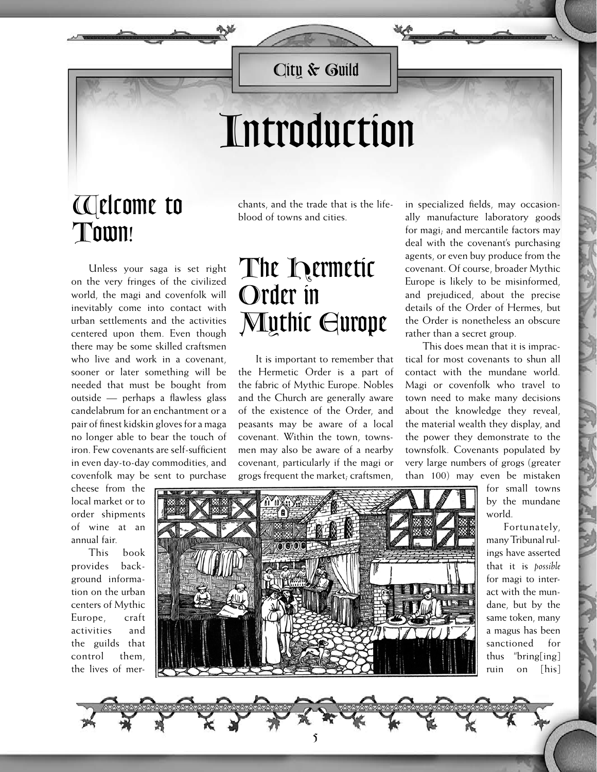# Introduction

## Welcome to Town!

Unless your saga is set right on the very fringes of the civilized world, the magi and covenfolk will inevitably come into contact with urban settlements and the activities centered upon them. Even though there may be some skilled craftsmen who live and work in a covenant, sooner or later something will be needed that must be bought from outside — perhaps a flawless glass candelabrum for an enchantment or a pair of finest kidskin gloves for a maga no longer able to bear the touch of iron. Few covenants are self-sufficient in even day-to-day commodities, and covenfolk may be sent to purchase cheese from the local market or to order shipments of wine at an annual fair.

This book provides background information on the urban centers of Mythic Europe, craft activities and the guilds that control them, the lives of merchants, and the trade that is the lifeblood of towns and cities.

## The Hermetic Order in Mythic Europe

It is important to remember that the Hermetic Order is a part of the fabric of Mythic Europe. Nobles and the Church are generally aware of the existence of the Order, and peasants may be aware of a local covenant. Within the town, townsmen may also be aware of a nearby covenant, particularly if the magi or grogs frequent the market; craftsmen, in specialized fields, may occasionally manufacture laboratory goods for magi; and mercantile factors may deal with the covenant's purchasing agents, or even buy produce from the covenant. Of course, broader Mythic Europe is likely to be misinformed, and prejudiced, about the precise details of the Order of Hermes, but the Order is nonetheless an obscure rather than a secret group.

This does mean that it is impractical for most covenants to shun all contact with the mundane world. Magi or covenfolk who travel to town need to make many decisions about the knowledge they reveal, the material wealth they display, and the power they demonstrate to the townsfolk. Covenants populated by very large numbers of grogs (greater than 100) may even be mistaken for small towns by the mundane world.

Fortunately, many Tribunal rulings have asserted that it is *possible* for magi to interact with the mundane, but by the same token, many a magus has been sanctioned for thus "bring[ing] ruin on [his]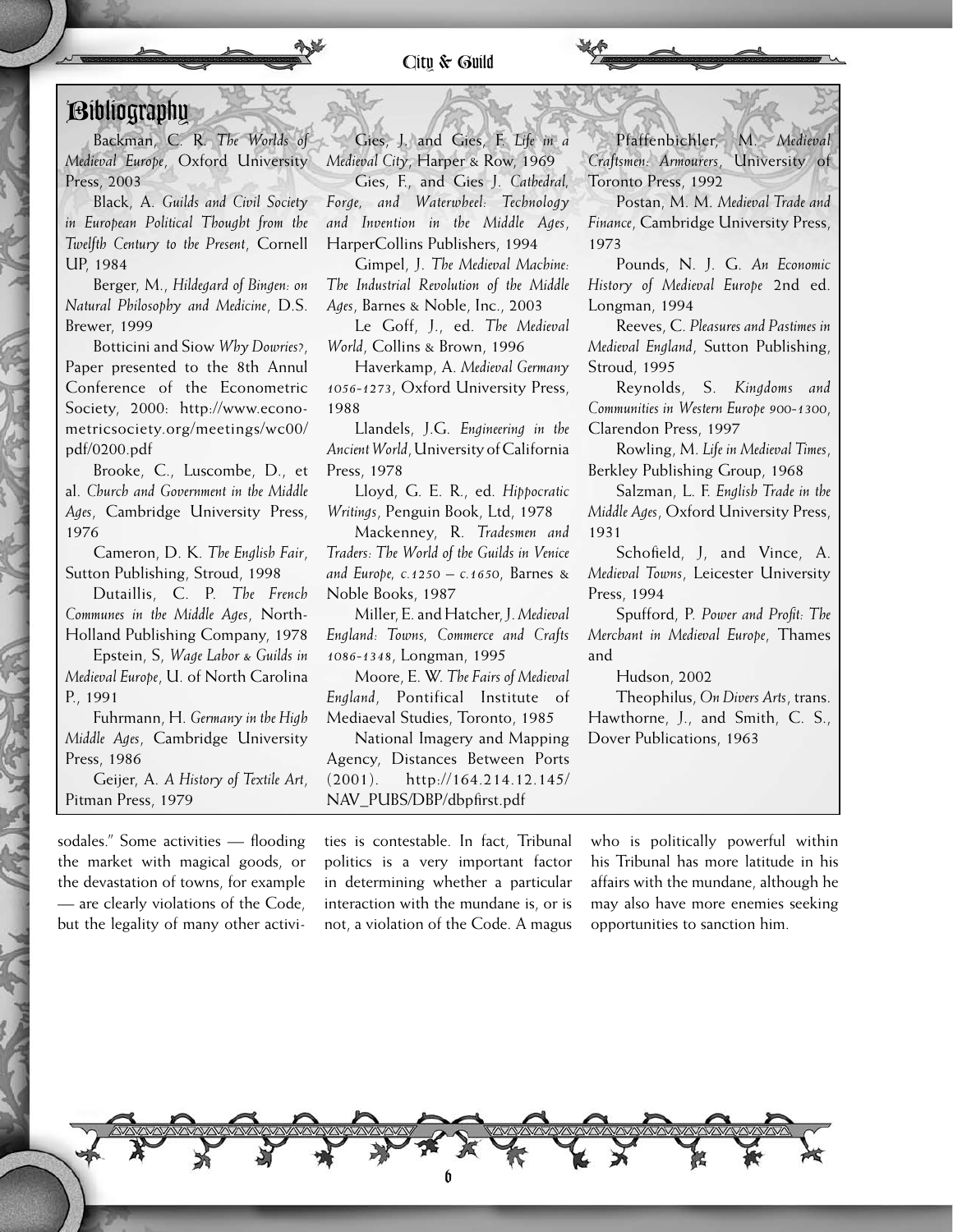## Bibliography

Backman, C. R. *The Worlds of Medieval Europe*, Oxford University Press, 2003

Black, A. *Guilds and Civil Society in European Political Thought from the Twelfth Century to the Present*, Cornell UP, 1984

Berger, M., *Hildegard of Bingen: on Natural Philosophy and Medicine*, D.S. Brewer, 1999

Botticini and Siow *Why Dowries?*, Paper presented to the 8th Annul Conference of the Econometric Society, 2000: http://www.econometricsociety.org/meetings/wc00/pdf/0200.pdf

Brooke, C., Luscombe, D., et al. *Church and Government in the Middle Ages*, Cambridge University Press, 1976

Cameron, D. K. *The English Fair*, Sutton Publishing, Stroud, 1998

Dutaillis, C. P. *The French Communes in the Middle Ages*, North-Holland Publishing Company, 1978

Epstein, S, *Wage Labor & Guilds in Medieval Europe*, U. of North Carolina P., 1991

Fuhrmann, H. *Germany in the High Middle Ages*, Cambridge University Press, 1986

Geijer, A. *A History of Textile Art*, Pitman Press, 1979

Gies, J. and Gies, F. *Life in a Medieval City*, Harper & Row, 1969

Gies, F., and Gies J. *Cathedral, Forge, and Waterwheel: Technology and Invention in the Middle Ages*, HarperCollins Publishers, 1994

Gimpel, J. *The Medieval Machine: The Industrial Revolution of the Middle Ages*, Barnes & Noble, Inc., 2003

Le Goff, J., ed. *The Medieval World*, Collins & Brown, 1996

Haverkamp, A. *Medieval Germany 1056-1273*, Oxford University Press, 1988

Llandels, J.G. *Engineering in the Ancient World*, University of California Press, 1978

Lloyd, G. E. R., ed. *Hippocratic Writings*, Penguin Book, Ltd, 1978

Mackenney, R. *Tradesmen and Traders: The World of the Guilds in Venice and Europe, c.1250 – c.1650*, Barnes & Noble Books, 1987

Miller, E. and Hatcher, J. *Medieval England: Towns, Commerce and Crafts 1086-1348*, Longman, 1995

Moore, E. W. *The Fairs of Medieval England*, Pontifical Institute of Mediaeval Studies, Toronto, 1985

National Imagery and Mapping Agency, Distances Between Ports (2001). http://164.214.12.145/NAV_PUBS/DBP/dbpfirst.pdf

Pfaffenbichler, M. *Medieval Craftsmen: Armourers*, University of Toronto Press, 1992

Postan, M. M. *Medieval Trade and Finance*, Cambridge University Press, 1973

Pounds, N. J. G. *An Economic History of Medieval Europe* 2nd ed. Longman, 1994

Reeves, C. *Pleasures and Pastimes in Medieval England*, Sutton Publishing, Stroud, 1995

Reynolds, S. *Kingdoms and Communities in Western Europe 900-1300*, Clarendon Press, 1997

Rowling, M. *Life in Medieval Times*, Berkley Publishing Group, 1968

Salzman, L. F. *English Trade in the Middle Ages*, Oxford University Press, 1931

Schofield, J, and Vince, A. *Medieval Towns*, Leicester University Press, 1994

Spufford, P. *Power and Profit: The Merchant in Medieval Europe*, Thames and

Hudson, 2002

Theophilus, *On Divers Arts*, trans. Hawthorne, J., and Smith, C. S., Dover Publications, 1963

sodales." Some activities — flooding the market with magical goods, or the devastation of towns, for example — are clearly violations of the Code, but the legality of many other activities is contestable. In fact, Tribunal politics is a very important factor in determining whether a particular interaction with the mundane is, or is not, a violation of the Code. A magus who is politically powerful within his Tribunal has more latitude in his affairs with the mundane, although he may also have more enemies seeking opportunities to sanction him.